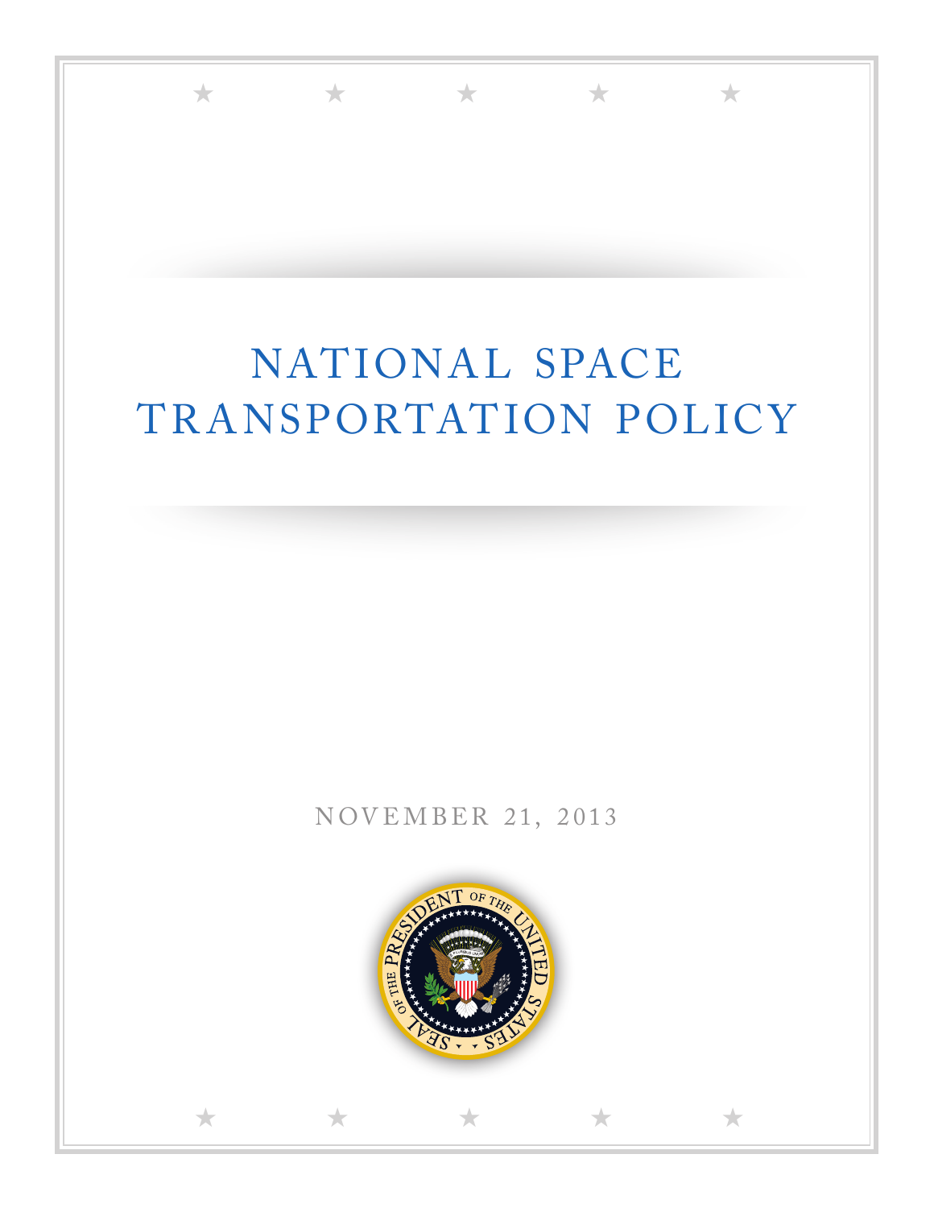# NATIONAL SPACE TRANSPORTATION POLICY

NOVEMBER 21, 2013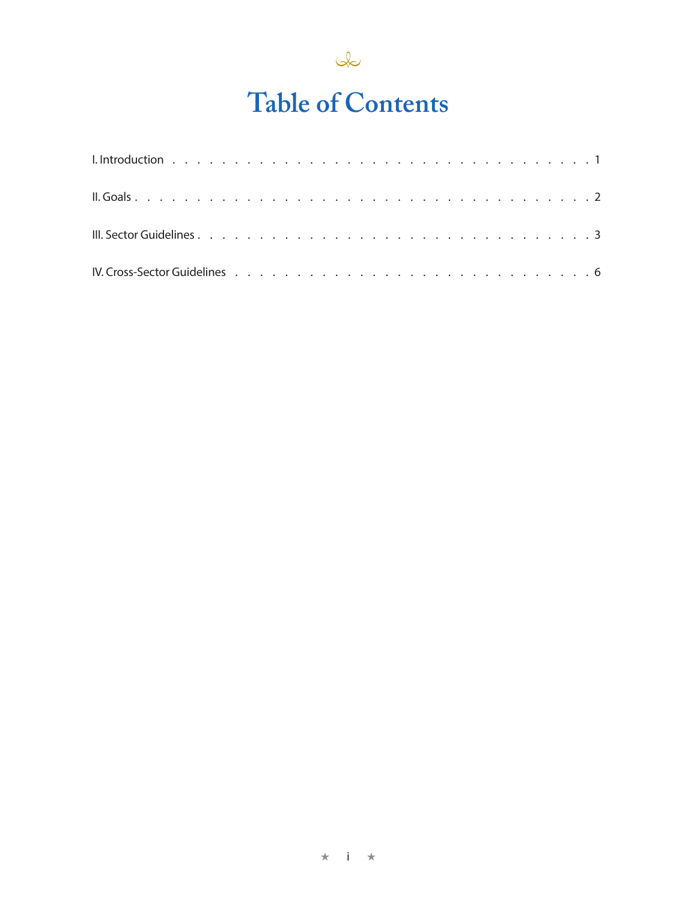# Table of Contents

I. Introduction . . . . . . . . . . . . . . . . . . . . . . . . . . . . . . . 1

II. Goals . . . . . . . . . . . . . . . . . . . . . . . . . . . . . . . . . . 2

III. Sector Guidelines . . . . . . . . . . . . . . . . . . . . . . . . . . . . 3

IV. Cross-Sector Guidelines . . . . . . . . . . . . . . . . . . . . . . . . . 6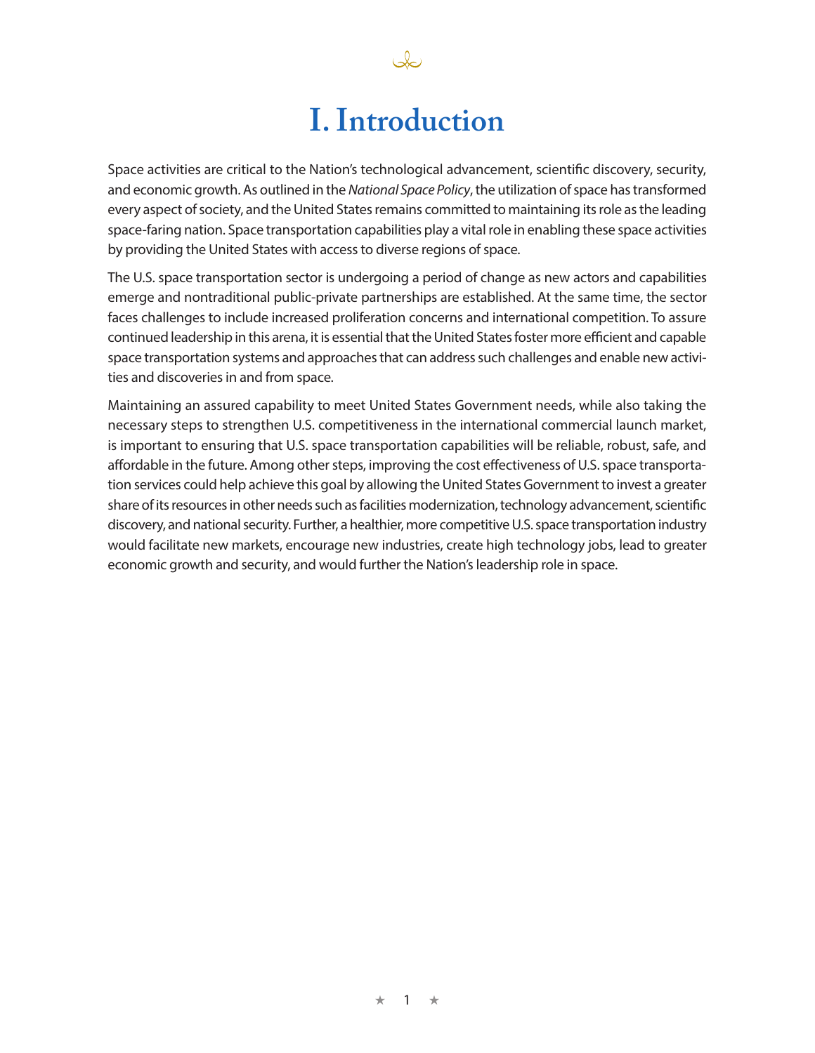# I. Introduction

Space activities are critical to the Nation's technological advancement, scientific discovery, security, and economic growth. As outlined in the *National Space Policy*, the utilization of space has transformed every aspect of society, and the United States remains committed to maintaining its role as the leading space-faring nation. Space transportation capabilities play a vital role in enabling these space activities by providing the United States with access to diverse regions of space.

The U.S. space transportation sector is undergoing a period of change as new actors and capabilities emerge and nontraditional public-private partnerships are established. At the same time, the sector faces challenges to include increased proliferation concerns and international competition. To assure continued leadership in this arena, it is essential that the United States foster more efficient and capable space transportation systems and approaches that can address such challenges and enable new activities and discoveries in and from space.

Maintaining an assured capability to meet United States Government needs, while also taking the necessary steps to strengthen U.S. competitiveness in the international commercial launch market, is important to ensuring that U.S. space transportation capabilities will be reliable, robust, safe, and affordable in the future. Among other steps, improving the cost effectiveness of U.S. space transportation services could help achieve this goal by allowing the United States Government to invest a greater share of its resources in other needs such as facilities modernization, technology advancement, scientific discovery, and national security. Further, a healthier, more competitive U.S. space transportation industry would facilitate new markets, encourage new industries, create high technology jobs, lead to greater economic growth and security, and would further the Nation's leadership role in space.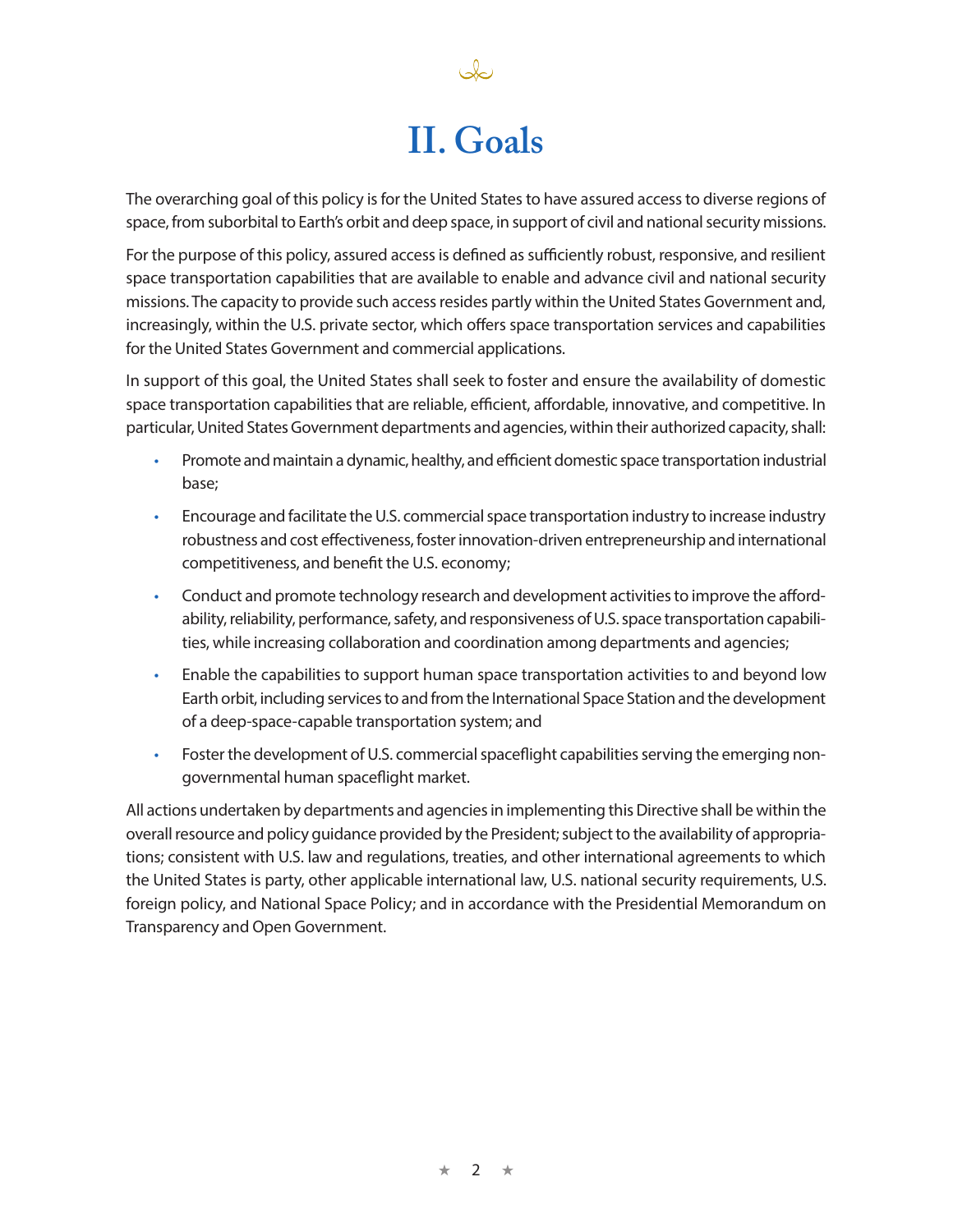# II. Goals

The overarching goal of this policy is for the United States to have assured access to diverse regions of space, from suborbital to Earth's orbit and deep space, in support of civil and national security missions.

For the purpose of this policy, assured access is defined as sufficiently robust, responsive, and resilient space transportation capabilities that are available to enable and advance civil and national security missions. The capacity to provide such access resides partly within the United States Government and, increasingly, within the U.S. private sector, which offers space transportation services and capabilities for the United States Government and commercial applications.

In support of this goal, the United States shall seek to foster and ensure the availability of domestic space transportation capabilities that are reliable, efficient, affordable, innovative, and competitive. In particular, United States Government departments and agencies, within their authorized capacity, shall:

- Promote and maintain a dynamic, healthy, and efficient domestic space transportation industrial base;
- Encourage and facilitate the U.S. commercial space transportation industry to increase industry robustness and cost effectiveness, foster innovation-driven entrepreneurship and international competitiveness, and benefit the U.S. economy;
- Conduct and promote technology research and development activities to improve the affordability, reliability, performance, safety, and responsiveness of U.S. space transportation capabilities, while increasing collaboration and coordination among departments and agencies;
- Enable the capabilities to support human space transportation activities to and beyond low Earth orbit, including services to and from the International Space Station and the development of a deep-space-capable transportation system; and
- Foster the development of U.S. commercial spaceflight capabilities serving the emerging non-governmental human spaceflight market.

All actions undertaken by departments and agencies in implementing this Directive shall be within the overall resource and policy guidance provided by the President; subject to the availability of appropriations; consistent with U.S. law and regulations, treaties, and other international agreements to which the United States is party, other applicable international law, U.S. national security requirements, U.S. foreign policy, and National Space Policy; and in accordance with the Presidential Memorandum on Transparency and Open Government.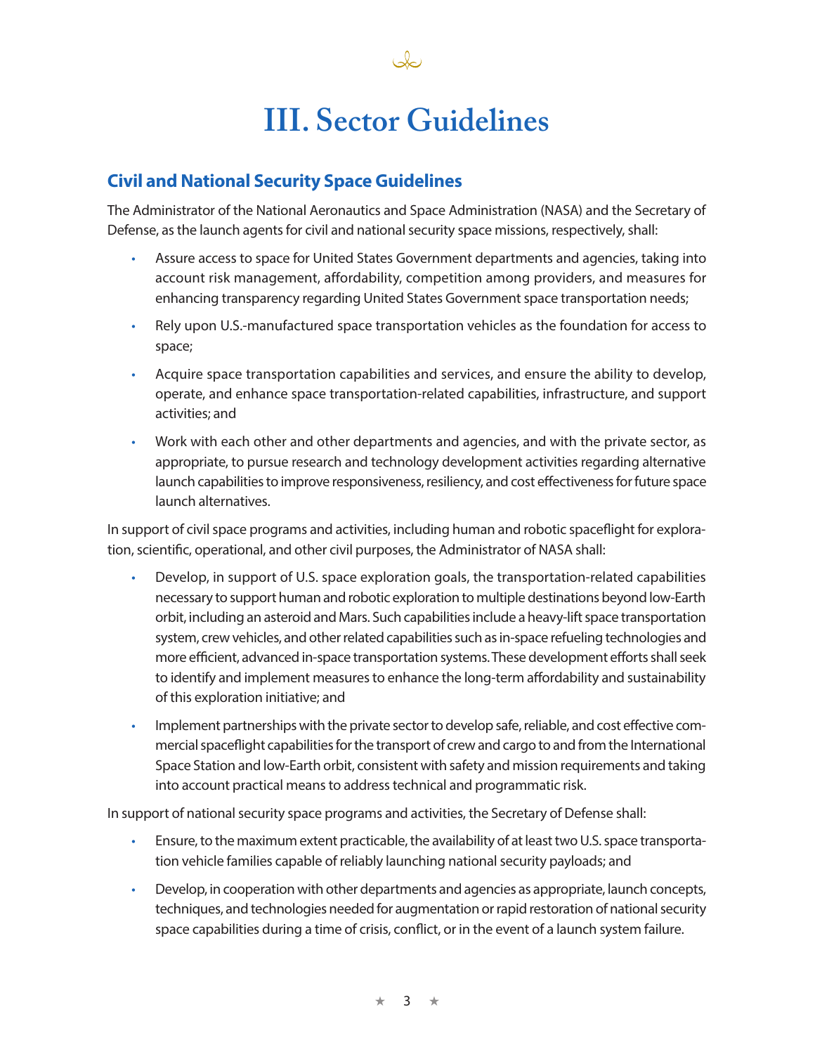# III. Sector Guidelines

## Civil and National Security Space Guidelines

The Administrator of the National Aeronautics and Space Administration (NASA) and the Secretary of Defense, as the launch agents for civil and national security space missions, respectively, shall:

- Assure access to space for United States Government departments and agencies, taking into account risk management, affordability, competition among providers, and measures for enhancing transparency regarding United States Government space transportation needs;
- Rely upon U.S.-manufactured space transportation vehicles as the foundation for access to space;
- Acquire space transportation capabilities and services, and ensure the ability to develop, operate, and enhance space transportation-related capabilities, infrastructure, and support activities; and
- Work with each other and other departments and agencies, and with the private sector, as appropriate, to pursue research and technology development activities regarding alternative launch capabilities to improve responsiveness, resiliency, and cost effectiveness for future space launch alternatives.

In support of civil space programs and activities, including human and robotic spaceflight for exploration, scientific, operational, and other civil purposes, the Administrator of NASA shall:

- Develop, in support of U.S. space exploration goals, the transportation-related capabilities necessary to support human and robotic exploration to multiple destinations beyond low-Earth orbit, including an asteroid and Mars. Such capabilities include a heavy-lift space transportation system, crew vehicles, and other related capabilities such as in-space refueling technologies and more efficient, advanced in-space transportation systems. These development efforts shall seek to identify and implement measures to enhance the long-term affordability and sustainability of this exploration initiative; and
- Implement partnerships with the private sector to develop safe, reliable, and cost effective commercial spaceflight capabilities for the transport of crew and cargo to and from the International Space Station and low-Earth orbit, consistent with safety and mission requirements and taking into account practical means to address technical and programmatic risk.

In support of national security space programs and activities, the Secretary of Defense shall:

- Ensure, to the maximum extent practicable, the availability of at least two U.S. space transportation vehicle families capable of reliably launching national security payloads; and
- Develop, in cooperation with other departments and agencies as appropriate, launch concepts, techniques, and technologies needed for augmentation or rapid restoration of national security space capabilities during a time of crisis, conflict, or in the event of a launch system failure.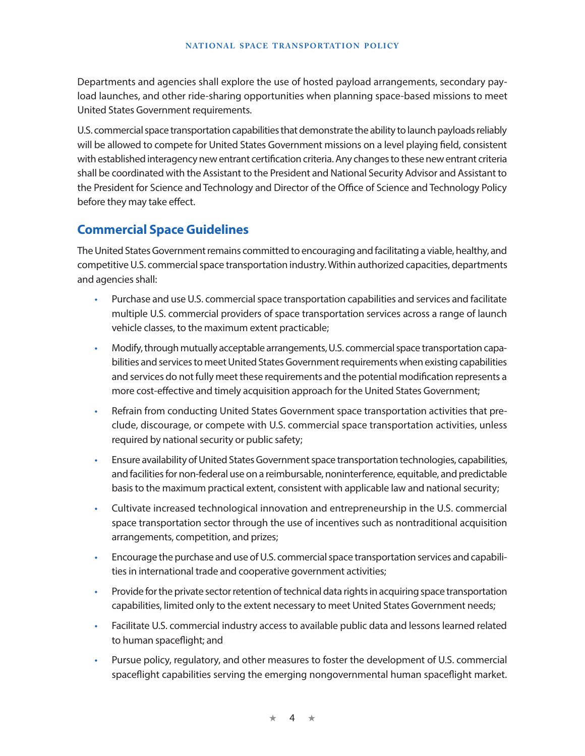Departments and agencies shall explore the use of hosted payload arrangements, secondary payload launches, and other ride-sharing opportunities when planning space-based missions to meet United States Government requirements.

U.S. commercial space transportation capabilities that demonstrate the ability to launch payloads reliably will be allowed to compete for United States Government missions on a level playing field, consistent with established interagency new entrant certification criteria. Any changes to these new entrant criteria shall be coordinated with the Assistant to the President and National Security Advisor and Assistant to the President for Science and Technology and Director of the Office of Science and Technology Policy before they may take effect.

## Commercial Space Guidelines

The United States Government remains committed to encouraging and facilitating a viable, healthy, and competitive U.S. commercial space transportation industry. Within authorized capacities, departments and agencies shall:

- Purchase and use U.S. commercial space transportation capabilities and services and facilitate multiple U.S. commercial providers of space transportation services across a range of launch vehicle classes, to the maximum extent practicable;
- Modify, through mutually acceptable arrangements, U.S. commercial space transportation capabilities and services to meet United States Government requirements when existing capabilities and services do not fully meet these requirements and the potential modification represents a more cost-effective and timely acquisition approach for the United States Government;
- Refrain from conducting United States Government space transportation activities that preclude, discourage, or compete with U.S. commercial space transportation activities, unless required by national security or public safety;
- Ensure availability of United States Government space transportation technologies, capabilities, and facilities for non-federal use on a reimbursable, noninterference, equitable, and predictable basis to the maximum practical extent, consistent with applicable law and national security;
- Cultivate increased technological innovation and entrepreneurship in the U.S. commercial space transportation sector through the use of incentives such as nontraditional acquisition arrangements, competition, and prizes;
- Encourage the purchase and use of U.S. commercial space transportation services and capabilities in international trade and cooperative government activities;
- Provide for the private sector retention of technical data rights in acquiring space transportation capabilities, limited only to the extent necessary to meet United States Government needs;
- Facilitate U.S. commercial industry access to available public data and lessons learned related to human spaceflight; and
- Pursue policy, regulatory, and other measures to foster the development of U.S. commercial spaceflight capabilities serving the emerging nongovernmental human spaceflight market.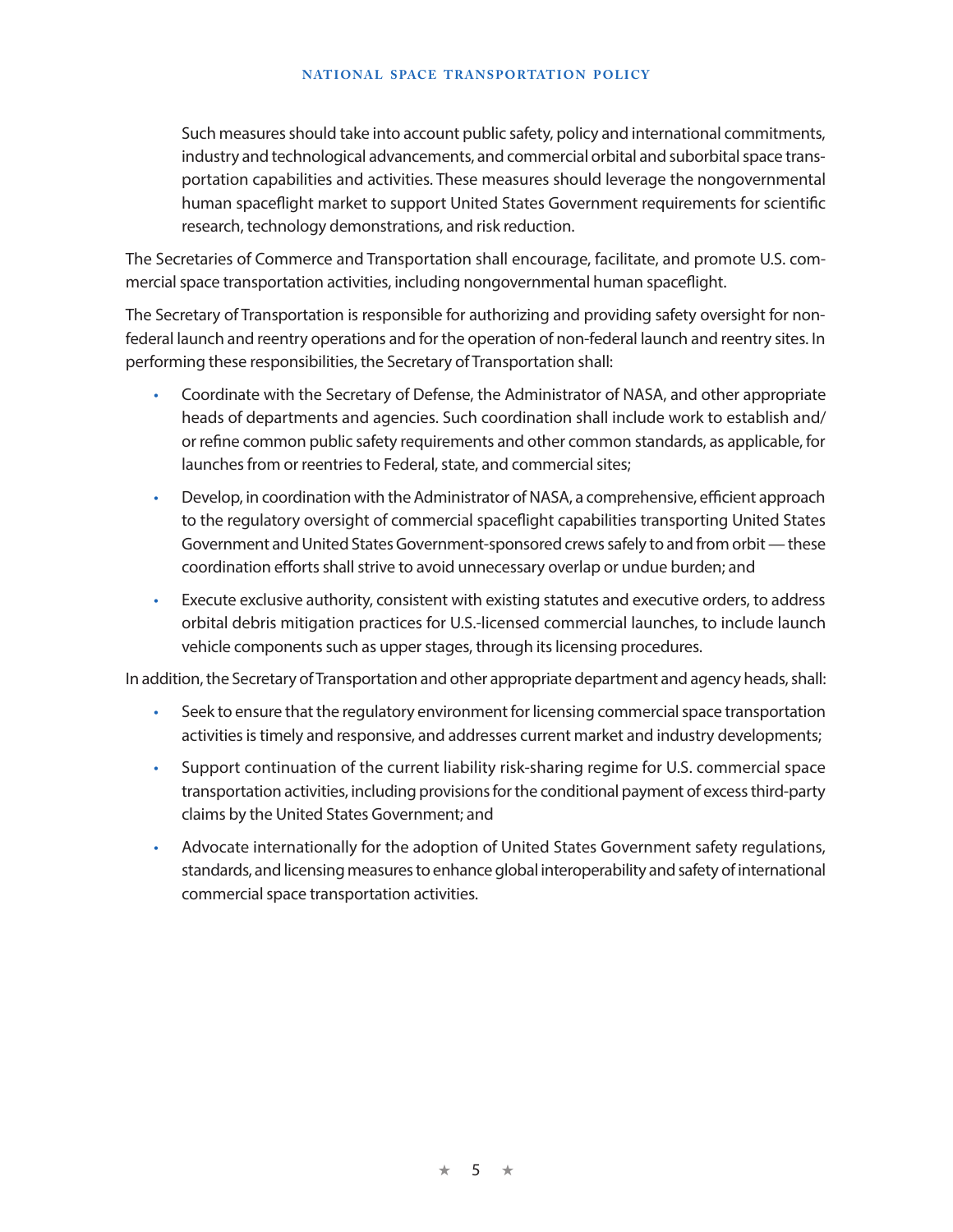Such measures should take into account public safety, policy and international commitments, industry and technological advancements, and commercial orbital and suborbital space transportation capabilities and activities. These measures should leverage the nongovernmental human spaceflight market to support United States Government requirements for scientific research, technology demonstrations, and risk reduction.

The Secretaries of Commerce and Transportation shall encourage, facilitate, and promote U.S. commercial space transportation activities, including nongovernmental human spaceflight.

The Secretary of Transportation is responsible for authorizing and providing safety oversight for non-federal launch and reentry operations and for the operation of non-federal launch and reentry sites. In performing these responsibilities, the Secretary of Transportation shall:

- Coordinate with the Secretary of Defense, the Administrator of NASA, and other appropriate heads of departments and agencies. Such coordination shall include work to establish and/or refine common public safety requirements and other common standards, as applicable, for launches from or reentries to Federal, state, and commercial sites;
- Develop, in coordination with the Administrator of NASA, a comprehensive, efficient approach to the regulatory oversight of commercial spaceflight capabilities transporting United States Government and United States Government-sponsored crews safely to and from orbit — these coordination efforts shall strive to avoid unnecessary overlap or undue burden; and
- Execute exclusive authority, consistent with existing statutes and executive orders, to address orbital debris mitigation practices for U.S.-licensed commercial launches, to include launch vehicle components such as upper stages, through its licensing procedures.

In addition, the Secretary of Transportation and other appropriate department and agency heads, shall:

- Seek to ensure that the regulatory environment for licensing commercial space transportation activities is timely and responsive, and addresses current market and industry developments;
- Support continuation of the current liability risk-sharing regime for U.S. commercial space transportation activities, including provisions for the conditional payment of excess third-party claims by the United States Government; and
- Advocate internationally for the adoption of United States Government safety regulations, standards, and licensing measures to enhance global interoperability and safety of international commercial space transportation activities.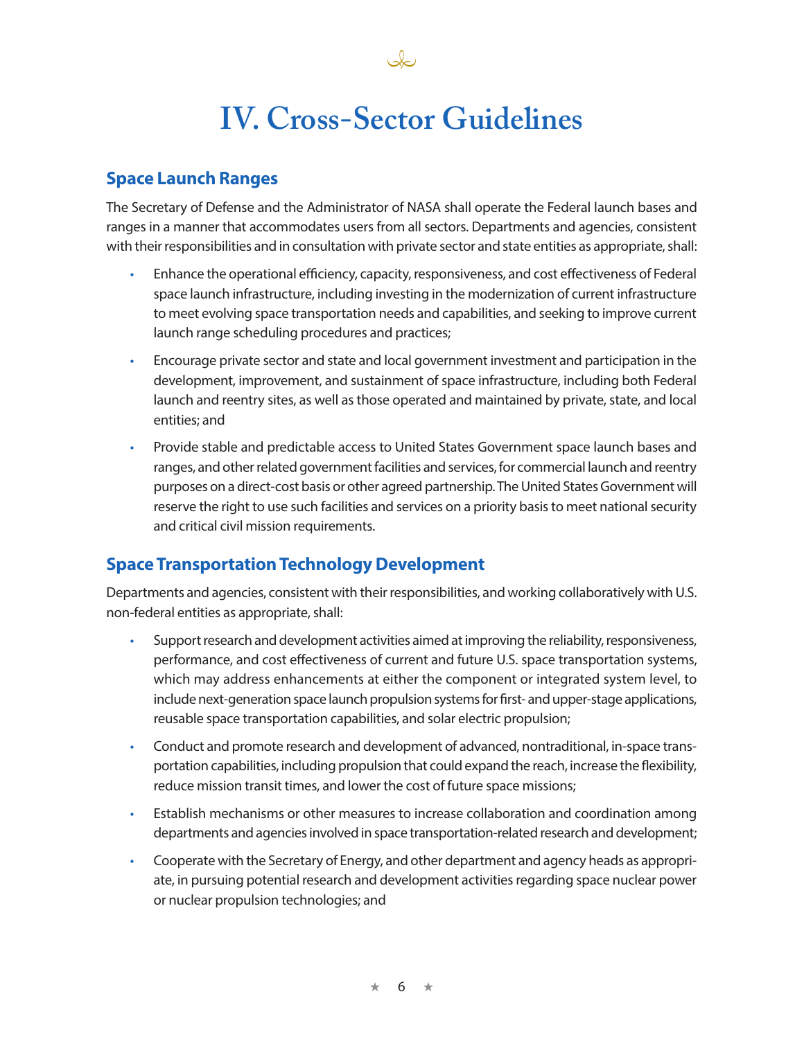# IV. Cross-Sector Guidelines

## Space Launch Ranges

The Secretary of Defense and the Administrator of NASA shall operate the Federal launch bases and ranges in a manner that accommodates users from all sectors. Departments and agencies, consistent with their responsibilities and in consultation with private sector and state entities as appropriate, shall:

- Enhance the operational efficiency, capacity, responsiveness, and cost effectiveness of Federal space launch infrastructure, including investing in the modernization of current infrastructure to meet evolving space transportation needs and capabilities, and seeking to improve current launch range scheduling procedures and practices;
- Encourage private sector and state and local government investment and participation in the development, improvement, and sustainment of space infrastructure, including both Federal launch and reentry sites, as well as those operated and maintained by private, state, and local entities; and
- Provide stable and predictable access to United States Government space launch bases and ranges, and other related government facilities and services, for commercial launch and reentry purposes on a direct-cost basis or other agreed partnership. The United States Government will reserve the right to use such facilities and services on a priority basis to meet national security and critical civil mission requirements.

## Space Transportation Technology Development

Departments and agencies, consistent with their responsibilities, and working collaboratively with U.S. non-federal entities as appropriate, shall:

- Support research and development activities aimed at improving the reliability, responsiveness, performance, and cost effectiveness of current and future U.S. space transportation systems, which may address enhancements at either the component or integrated system level, to include next-generation space launch propulsion systems for first- and upper-stage applications, reusable space transportation capabilities, and solar electric propulsion;
- Conduct and promote research and development of advanced, nontraditional, in-space transportation capabilities, including propulsion that could expand the reach, increase the flexibility, reduce mission transit times, and lower the cost of future space missions;
- Establish mechanisms or other measures to increase collaboration and coordination among departments and agencies involved in space transportation-related research and development;
- Cooperate with the Secretary of Energy, and other department and agency heads as appropriate, in pursuing potential research and development activities regarding space nuclear power or nuclear propulsion technologies; and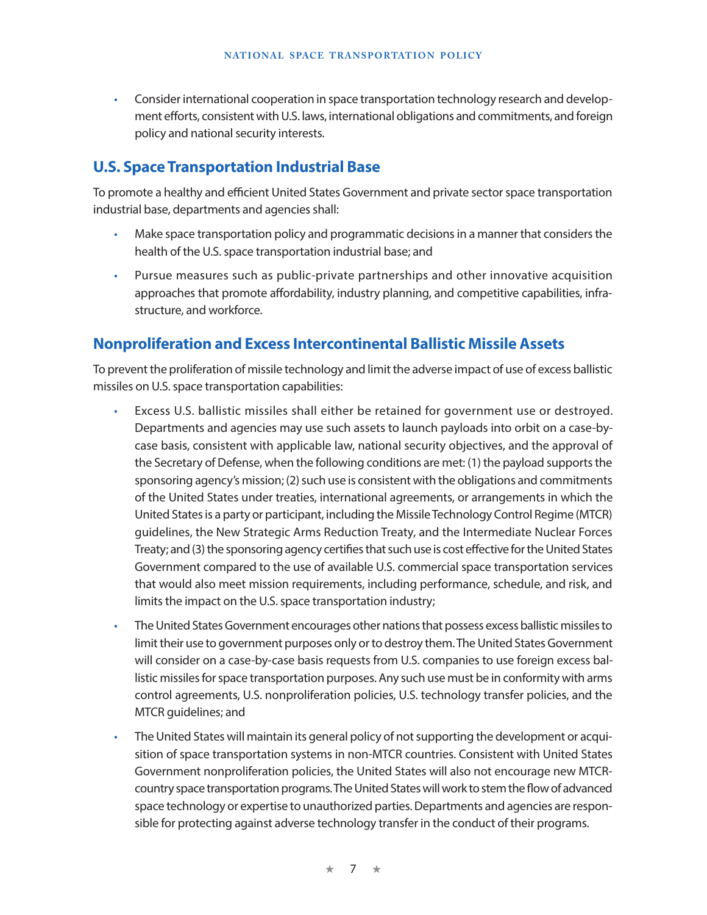- Consider international cooperation in space transportation technology research and development efforts, consistent with U.S. laws, international obligations and commitments, and foreign policy and national security interests.

## U.S. Space Transportation Industrial Base

To promote a healthy and efficient United States Government and private sector space transportation industrial base, departments and agencies shall:

- Make space transportation policy and programmatic decisions in a manner that considers the health of the U.S. space transportation industrial base; and
- Pursue measures such as public-private partnerships and other innovative acquisition approaches that promote affordability, industry planning, and competitive capabilities, infrastructure, and workforce.

## Nonproliferation and Excess Intercontinental Ballistic Missile Assets

To prevent the proliferation of missile technology and limit the adverse impact of use of excess ballistic missiles on U.S. space transportation capabilities:

- Excess U.S. ballistic missiles shall either be retained for government use or destroyed. Departments and agencies may use such assets to launch payloads into orbit on a case-by-case basis, consistent with applicable law, national security objectives, and the approval of the Secretary of Defense, when the following conditions are met: (1) the payload supports the sponsoring agency's mission; (2) such use is consistent with the obligations and commitments of the United States under treaties, international agreements, or arrangements in which the United States is a party or participant, including the Missile Technology Control Regime (MTCR) guidelines, the New Strategic Arms Reduction Treaty, and the Intermediate Nuclear Forces Treaty; and (3) the sponsoring agency certifies that such use is cost effective for the United States Government compared to the use of available U.S. commercial space transportation services that would also meet mission requirements, including performance, schedule, and risk, and limits the impact on the U.S. space transportation industry;
- The United States Government encourages other nations that possess excess ballistic missiles to limit their use to government purposes only or to destroy them. The United States Government will consider on a case-by-case basis requests from U.S. companies to use foreign excess ballistic missiles for space transportation purposes. Any such use must be in conformity with arms control agreements, U.S. nonproliferation policies, U.S. technology transfer policies, and the MTCR guidelines; and
- The United States will maintain its general policy of not supporting the development or acquisition of space transportation systems in non-MTCR countries. Consistent with United States Government nonproliferation policies, the United States will also not encourage new MTCR-country space transportation programs. The United States will work to stem the flow of advanced space technology or expertise to unauthorized parties. Departments and agencies are responsible for protecting against adverse technology transfer in the conduct of their programs.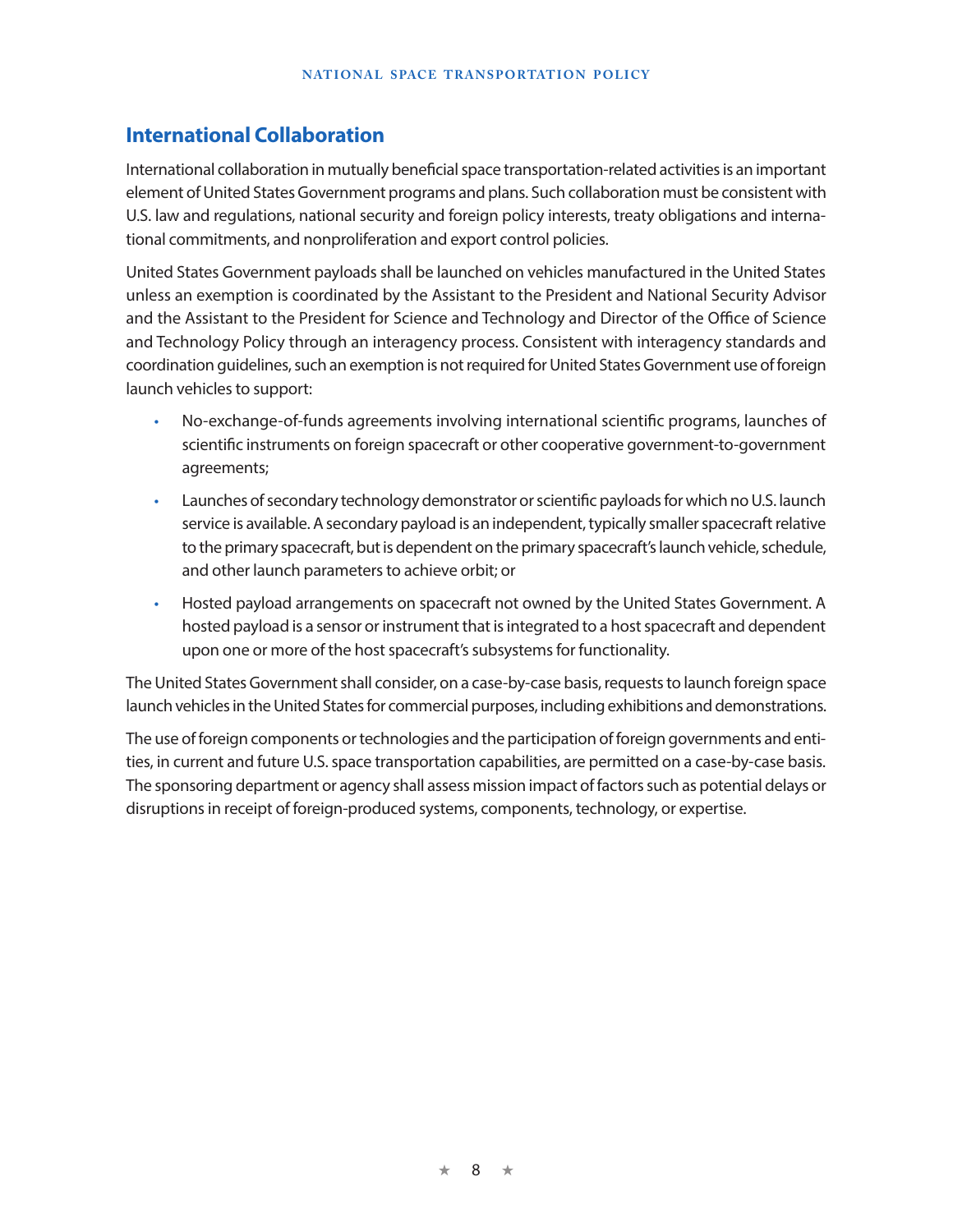## International Collaboration

International collaboration in mutually beneficial space transportation-related activities is an important element of United States Government programs and plans. Such collaboration must be consistent with U.S. law and regulations, national security and foreign policy interests, treaty obligations and international commitments, and nonproliferation and export control policies.

United States Government payloads shall be launched on vehicles manufactured in the United States unless an exemption is coordinated by the Assistant to the President and National Security Advisor and the Assistant to the President for Science and Technology and Director of the Office of Science and Technology Policy through an interagency process. Consistent with interagency standards and coordination guidelines, such an exemption is not required for United States Government use of foreign launch vehicles to support:

- No-exchange-of-funds agreements involving international scientific programs, launches of scientific instruments on foreign spacecraft or other cooperative government-to-government agreements;
- Launches of secondary technology demonstrator or scientific payloads for which no U.S. launch service is available. A secondary payload is an independent, typically smaller spacecraft relative to the primary spacecraft, but is dependent on the primary spacecraft's launch vehicle, schedule, and other launch parameters to achieve orbit; or
- Hosted payload arrangements on spacecraft not owned by the United States Government. A hosted payload is a sensor or instrument that is integrated to a host spacecraft and dependent upon one or more of the host spacecraft's subsystems for functionality.

The United States Government shall consider, on a case-by-case basis, requests to launch foreign space launch vehicles in the United States for commercial purposes, including exhibitions and demonstrations.

The use of foreign components or technologies and the participation of foreign governments and entities, in current and future U.S. space transportation capabilities, are permitted on a case-by-case basis. The sponsoring department or agency shall assess mission impact of factors such as potential delays or disruptions in receipt of foreign-produced systems, components, technology, or expertise.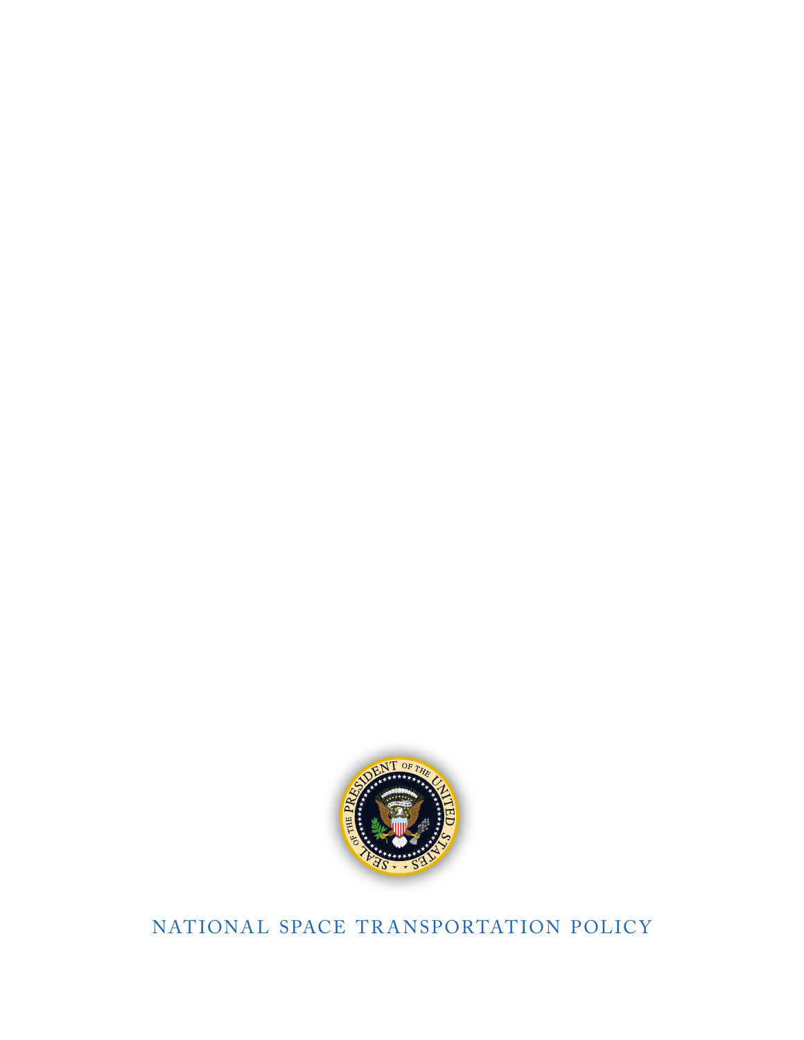NATIONAL SPACE TRANSPORTATION POLICY